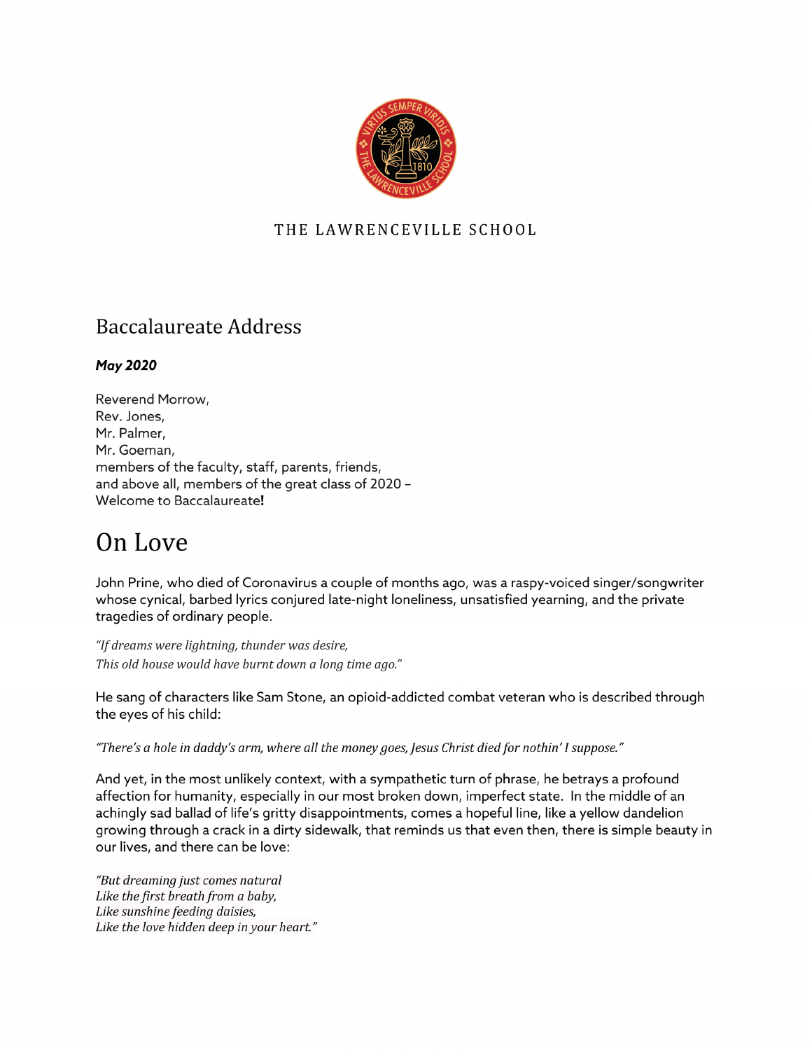THE LAWRENCEVILLE SCHOOL

## Baccalaureate Address

***May 2020***

Reverend Morrow,
Rev. Jones,
Mr. Palmer,
Mr. Goeman,
members of the faculty, staff, parents, friends,
and above all, members of the great class of 2020 –
Welcome to Baccalaureate**!**

# On Love

John Prine, who died of Coronavirus a couple of months ago, was a raspy-voiced singer/songwriter whose cynical, barbed lyrics conjured late-night loneliness, unsatisfied yearning, and the private tragedies of ordinary people.

*"If dreams were lightning, thunder was desire,*
*This old house would have burnt down a long time ago."*

He sang of characters like Sam Stone, an opioid-addicted combat veteran who is described through the eyes of his child:

*"There's a hole in daddy's arm, where all the money goes, Jesus Christ died for nothin' I suppose."*

And yet, in the most unlikely context, with a sympathetic turn of phrase, he betrays a profound affection for humanity, especially in our most broken down, imperfect state. In the middle of an achingly sad ballad of life's gritty disappointments, comes a hopeful line, like a yellow dandelion growing through a crack in a dirty sidewalk, that reminds us that even then, there is simple beauty in our lives, and there can be love:

*"But dreaming just comes natural*
*Like the first breath from a baby,*
*Like sunshine feeding daisies,*
*Like the love hidden deep in your heart."*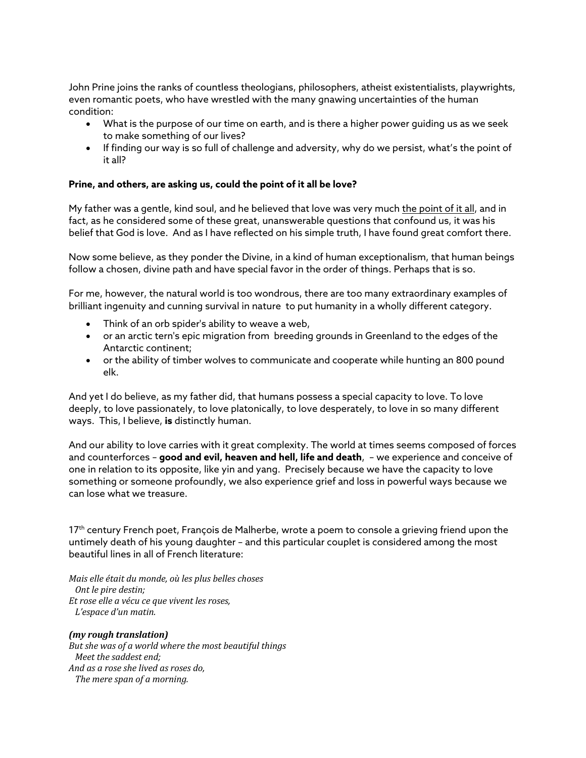John Prine joins the ranks of countless theologians, philosophers, atheist existentialists, playwrights, even romantic poets, who have wrestled with the many gnawing uncertainties of the human condition:

- What is the purpose of our time on earth, and is there a higher power guiding us as we seek to make something of our lives?
- If finding our way is so full of challenge and adversity, why do we persist, what's the point of it all?

**Prine, and others, are asking us, could the point of it all be love?**

My father was a gentle, kind soul, and he believed that love was very much <u>the point of it all</u>, and in fact, as he considered some of these great, unanswerable questions that confound us, it was his belief that God is love. And as I have reflected on his simple truth, I have found great comfort there.

Now some believe, as they ponder the Divine, in a kind of human exceptionalism, that human beings follow a chosen, divine path and have special favor in the order of things. Perhaps that is so.

For me, however, the natural world is too wondrous, there are too many extraordinary examples of brilliant ingenuity and cunning survival in nature to put humanity in a wholly different category.

- Think of an orb spider's ability to weave a web,
- or an arctic tern's epic migration from breeding grounds in Greenland to the edges of the Antarctic continent;
- or the ability of timber wolves to communicate and cooperate while hunting an 800 pound elk.

And yet I do believe, as my father did, that humans possess a special capacity to love. To love deeply, to love passionately, to love platonically, to love desperately, to love in so many different ways. This, I believe, **is** distinctly human.

And our ability to love carries with it great complexity. The world at times seems composed of forces and counterforces – **good and evil, heaven and hell, life and death**, – we experience and conceive of one in relation to its opposite, like yin and yang. Precisely because we have the capacity to love something or someone profoundly, we also experience grief and loss in powerful ways because we can lose what we treasure.

17th century French poet, François de Malherbe, wrote a poem to console a grieving friend upon the untimely death of his young daughter – and this particular couplet is considered among the most beautiful lines in all of French literature:

*Mais elle était du monde, où les plus belles choses*
*Ont le pire destin;*
*Et rose elle a vécu ce que vivent les roses,*
*L'espace d'un matin.*

***(my rough translation)***
*But she was of a world where the most beautiful things*
*Meet the saddest end;*
*And as a rose she lived as roses do,*
*The mere span of a morning.*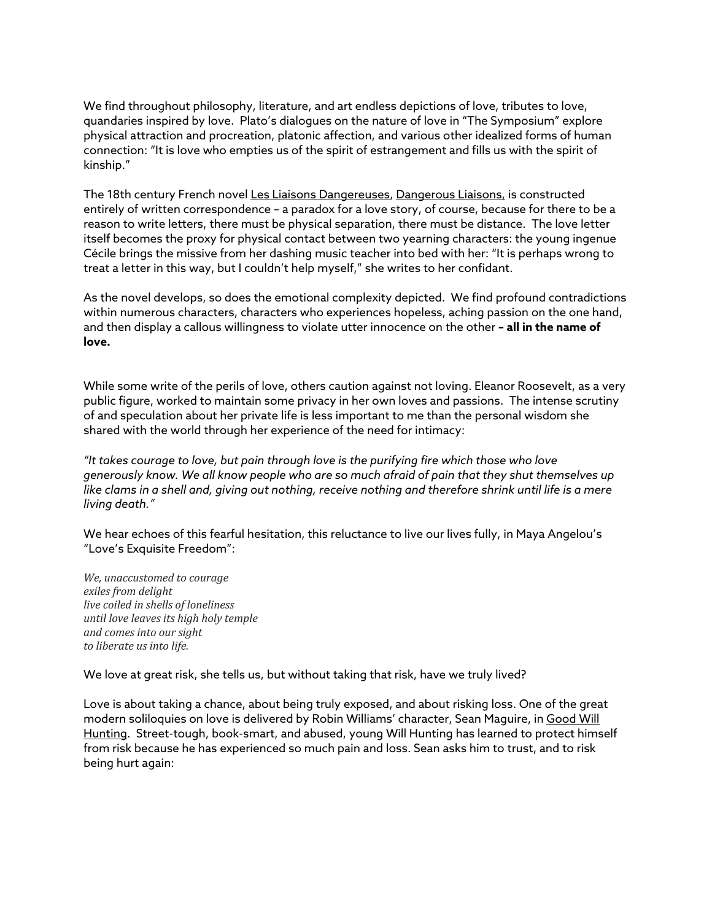We find throughout philosophy, literature, and art endless depictions of love, tributes to love, quandaries inspired by love. Plato's dialogues on the nature of love in "The Symposium" explore physical attraction and procreation, platonic affection, and various other idealized forms of human connection: "It is love who empties us of the spirit of estrangement and fills us with the spirit of kinship."

The 18th century French novel Les Liaisons Dangereuses, Dangerous Liaisons, is constructed entirely of written correspondence – a paradox for a love story, of course, because for there to be a reason to write letters, there must be physical separation, there must be distance. The love letter itself becomes the proxy for physical contact between two yearning characters: the young ingenue Cécile brings the missive from her dashing music teacher into bed with her: "It is perhaps wrong to treat a letter in this way, but I couldn't help myself," she writes to her confidant.

As the novel develops, so does the emotional complexity depicted. We find profound contradictions within numerous characters, characters who experiences hopeless, aching passion on the one hand, and then display a callous willingness to violate utter innocence on the other **– all in the name of love.**

While some write of the perils of love, others caution against not loving. Eleanor Roosevelt, as a very public figure, worked to maintain some privacy in her own loves and passions. The intense scrutiny of and speculation about her private life is less important to me than the personal wisdom she shared with the world through her experience of the need for intimacy:

*"It takes courage to love, but pain through love is the purifying fire which those who love generously know. We all know people who are so much afraid of pain that they shut themselves up like clams in a shell and, giving out nothing, receive nothing and therefore shrink until life is a mere living death."*

We hear echoes of this fearful hesitation, this reluctance to live our lives fully, in Maya Angelou's "Love's Exquisite Freedom":

*We, unaccustomed to courage*
*exiles from delight*
*live coiled in shells of loneliness*
*until love leaves its high holy temple*
*and comes into our sight*
*to liberate us into life.*

We love at great risk, she tells us, but without taking that risk, have we truly lived?

Love is about taking a chance, about being truly exposed, and about risking loss. One of the great modern soliloquies on love is delivered by Robin Williams' character, Sean Maguire, in Good Will Hunting. Street-tough, book-smart, and abused, young Will Hunting has learned to protect himself from risk because he has experienced so much pain and loss. Sean asks him to trust, and to risk being hurt again: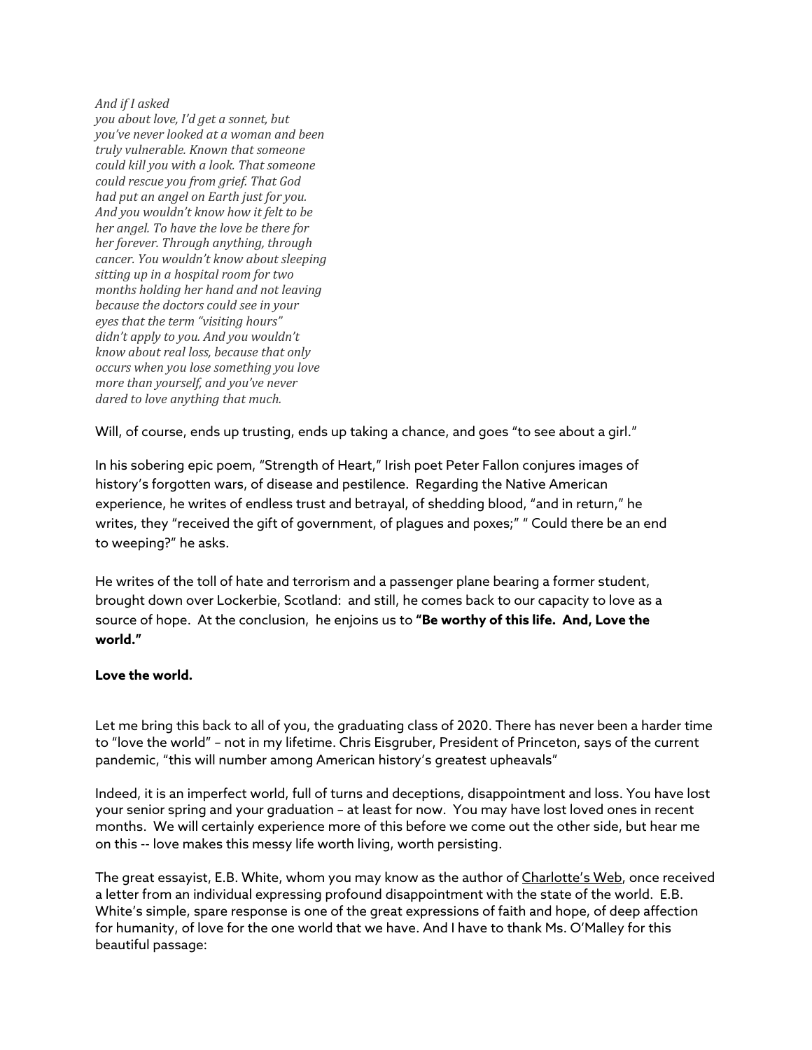*And if I asked*
*you about love, I'd get a sonnet, but*
*you've never looked at a woman and been*
*truly vulnerable. Known that someone*
*could kill you with a look. That someone*
*could rescue you from grief. That God*
*had put an angel on Earth just for you.*
*And you wouldn't know how it felt to be*
*her angel. To have the love be there for*
*her forever. Through anything, through*
*cancer. You wouldn't know about sleeping*
*sitting up in a hospital room for two*
*months holding her hand and not leaving*
*because the doctors could see in your*
*eyes that the term "visiting hours"*
*didn't apply to you. And you wouldn't*
*know about real loss, because that only*
*occurs when you lose something you love*
*more than yourself, and you've never*
*dared to love anything that much.*

Will, of course, ends up trusting, ends up taking a chance, and goes "to see about a girl."

In his sobering epic poem, "Strength of Heart," Irish poet Peter Fallon conjures images of history's forgotten wars, of disease and pestilence. Regarding the Native American experience, he writes of endless trust and betrayal, of shedding blood, "and in return," he writes, they "received the gift of government, of plagues and poxes;" " Could there be an end to weeping?" he asks.

He writes of the toll of hate and terrorism and a passenger plane bearing a former student, brought down over Lockerbie, Scotland: and still, he comes back to our capacity to love as a source of hope. At the conclusion, he enjoins us to **"Be worthy of this life. And, Love the world."**

**Love the world.**

Let me bring this back to all of you, the graduating class of 2020. There has never been a harder time to "love the world" – not in my lifetime. Chris Eisgruber, President of Princeton, says of the current pandemic, "this will number among American history's greatest upheavals"

Indeed, it is an imperfect world, full of turns and deceptions, disappointment and loss. You have lost your senior spring and your graduation – at least for now. You may have lost loved ones in recent months. We will certainly experience more of this before we come out the other side, but hear me on this -- love makes this messy life worth living, worth persisting.

The great essayist, E.B. White, whom you may know as the author of <u>Charlotte's Web</u>, once received a letter from an individual expressing profound disappointment with the state of the world. E.B. White's simple, spare response is one of the great expressions of faith and hope, of deep affection for humanity, of love for the one world that we have. And I have to thank Ms. O'Malley for this beautiful passage: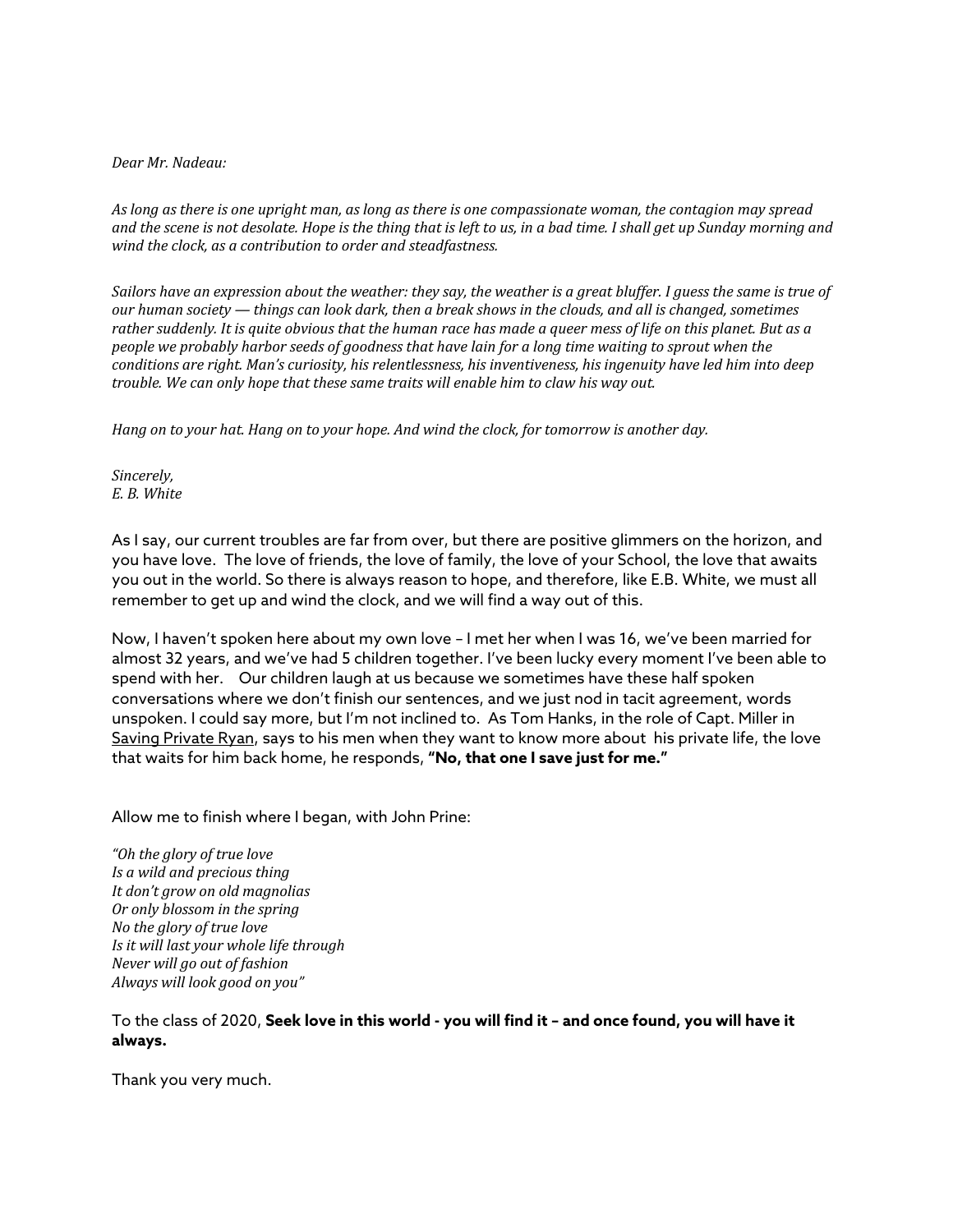*Dear Mr. Nadeau:*

*As long as there is one upright man, as long as there is one compassionate woman, the contagion may spread and the scene is not desolate. Hope is the thing that is left to us, in a bad time. I shall get up Sunday morning and wind the clock, as a contribution to order and steadfastness.*

*Sailors have an expression about the weather: they say, the weather is a great bluffer. I guess the same is true of our human society — things can look dark, then a break shows in the clouds, and all is changed, sometimes rather suddenly. It is quite obvious that the human race has made a queer mess of life on this planet. But as a people we probably harbor seeds of goodness that have lain for a long time waiting to sprout when the conditions are right. Man's curiosity, his relentlessness, his inventiveness, his ingenuity have led him into deep trouble. We can only hope that these same traits will enable him to claw his way out.*

*Hang on to your hat. Hang on to your hope. And wind the clock, for tomorrow is another day.*

*Sincerely,*
*E. B. White*

As I say, our current troubles are far from over, but there are positive glimmers on the horizon, and you have love. The love of friends, the love of family, the love of your School, the love that awaits you out in the world. So there is always reason to hope, and therefore, like E.B. White, we must all remember to get up and wind the clock, and we will find a way out of this.

Now, I haven't spoken here about my own love – I met her when I was 16, we've been married for almost 32 years, and we've had 5 children together. I've been lucky every moment I've been able to spend with her. Our children laugh at us because we sometimes have these half spoken conversations where we don't finish our sentences, and we just nod in tacit agreement, words unspoken. I could say more, but I'm not inclined to. As Tom Hanks, in the role of Capt. Miller in Saving Private Ryan, says to his men when they want to know more about his private life, the love that waits for him back home, he responds, **"No, that one I save just for me."**

Allow me to finish where I began, with John Prine:

*"Oh the glory of true love*
*Is a wild and precious thing*
*It don't grow on old magnolias*
*Or only blossom in the spring*
*No the glory of true love*
*Is it will last your whole life through*
*Never will go out of fashion*
*Always will look good on you"*

To the class of 2020, **Seek love in this world - you will find it – and once found, you will have it always.**

Thank you very much.